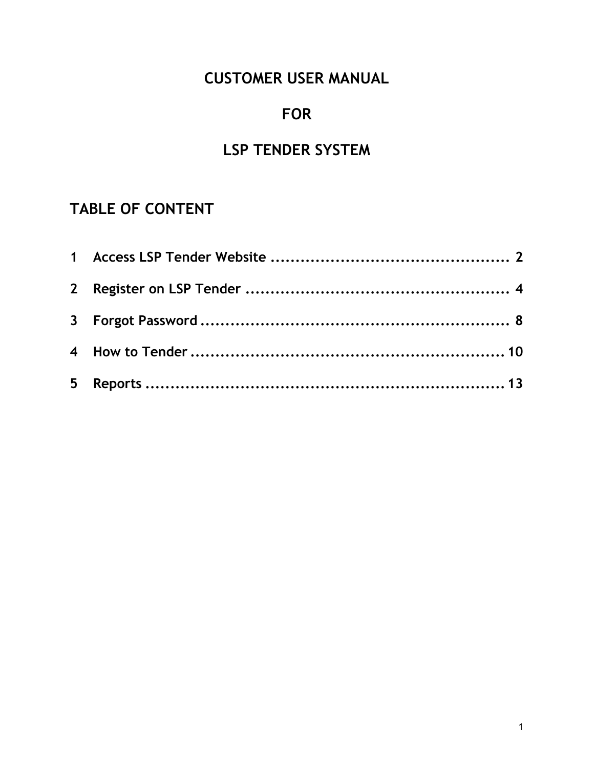# CUSTOMER USER MANUAL

# FOR

# LSP TENDER SYSTEM

## TABLE OF CONTENT

1 Access LSP Tender Website ................................................ 2

2 Register on LSP Tender ..................................................... 4

3 Forgot Password ............................................................... 8

4 How to Tender ................................................................. 10

5 Reports ........................................................................... 13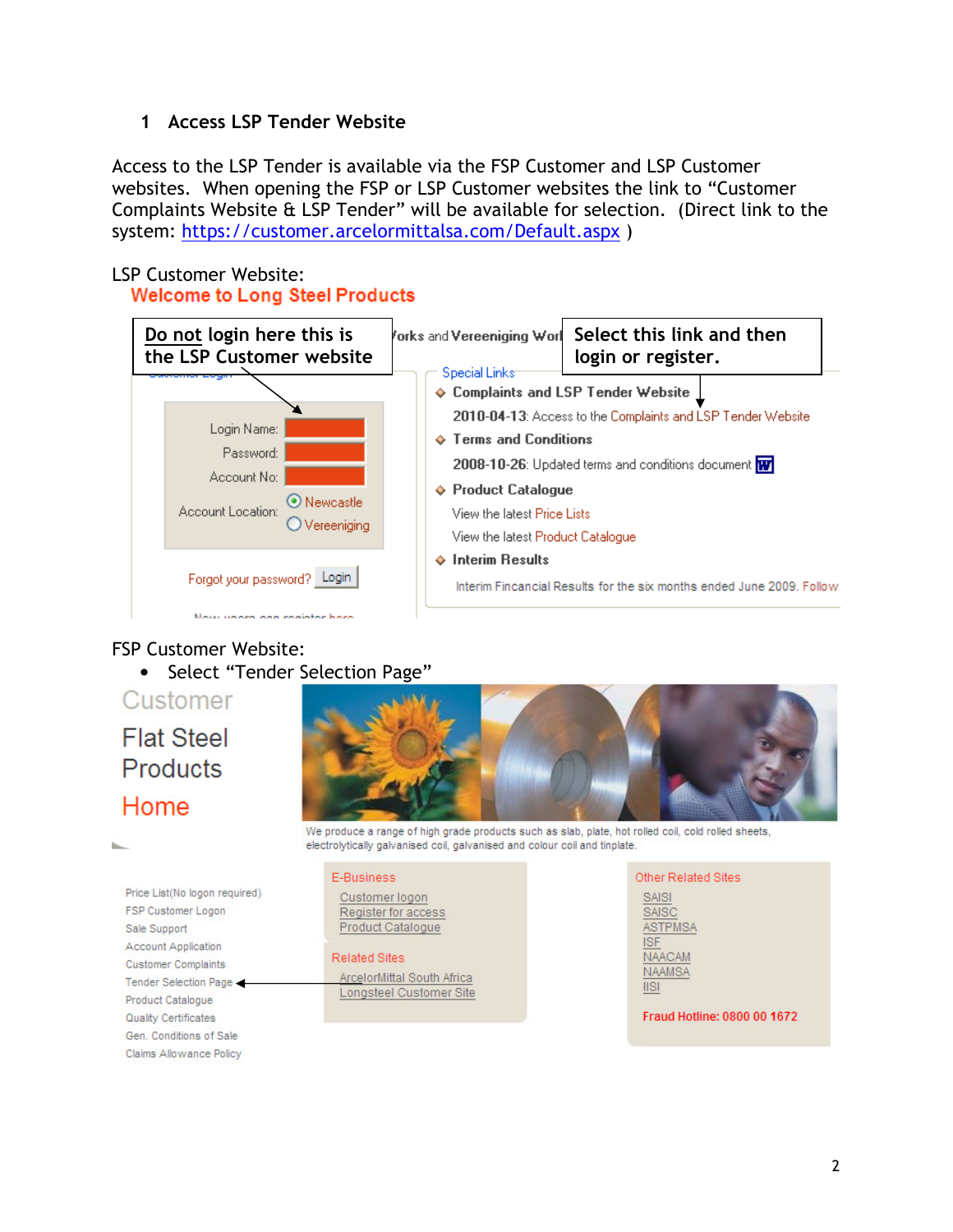## 1 Access LSP Tender Website

Access to the LSP Tender is available via the FSP Customer and LSP Customer websites. When opening the FSP or LSP Customer websites the link to "Customer Complaints Website & LSP Tender" will be available for selection. (Direct link to the system: https://customer.arcelormittalsa.com/Default.aspx )

LSP Customer Website:

Welcome to Long Steel Products

Do not login here this is the LSP Customer website

Select this link and then login or register.

Login Name:
Password:
Account No:
Account Location: Newcastle / Vereeniging

Forgot your password? Login

Special Links

- Complaints and LSP Tender Website
  2010-04-13: Access to the Complaints and LSP Tender Website
- Terms and Conditions
  2008-10-26: Updated terms and conditions document
- Product Catalogue
  View the latest Price Lists
  View the latest Product Catalogue
- Interim Results
  Interim Fincancial Results for the six months ended June 2009. Follow

FSP Customer Website:

- Select "Tender Selection Page"

Customer

Flat Steel Products

Home

We produce a range of high grade products such as slab, plate, hot rolled coil, cold rolled sheets, electrolytically galvanised coil, galvanised and colour coil and tinplate.

Price List(No logon required)
FSP Customer Logon
Sale Support
Account Application
Customer Complaints
Tender Selection Page
Product Catalogue
Quality Certificates
Gen. Conditions of Sale
Claims Allowance Policy

E-Business
Customer logon
Register for access
Product Catalogue

Related Sites
ArcelorMittal South Africa
Longsteel Customer Site

Other Related Sites
SAISI
SAISC
ASTPMSA
ISF
NAACAM
NAAMSA
IISI

Fraud Hotline: 0800 00 1672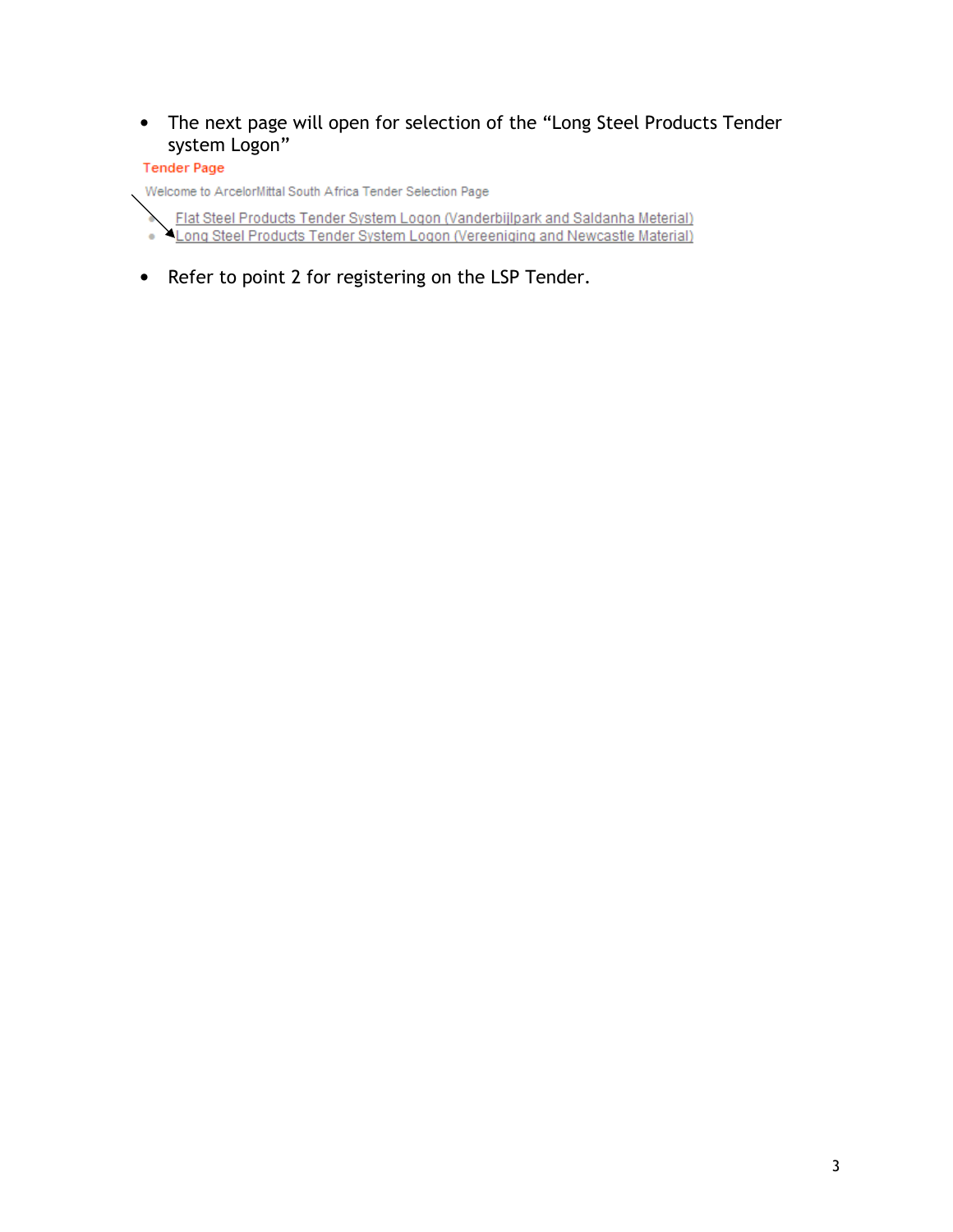- The next page will open for selection of the "Long Steel Products Tender system Logon"

Tender Page

Welcome to ArcelorMittal South Africa Tender Selection Page

- Flat Steel Products Tender System Logon (Vanderbijlpark and Saldanha Meterial)
- Long Steel Products Tender System Logon (Vereeniging and Newcastle Material)

- Refer to point 2 for registering on the LSP Tender.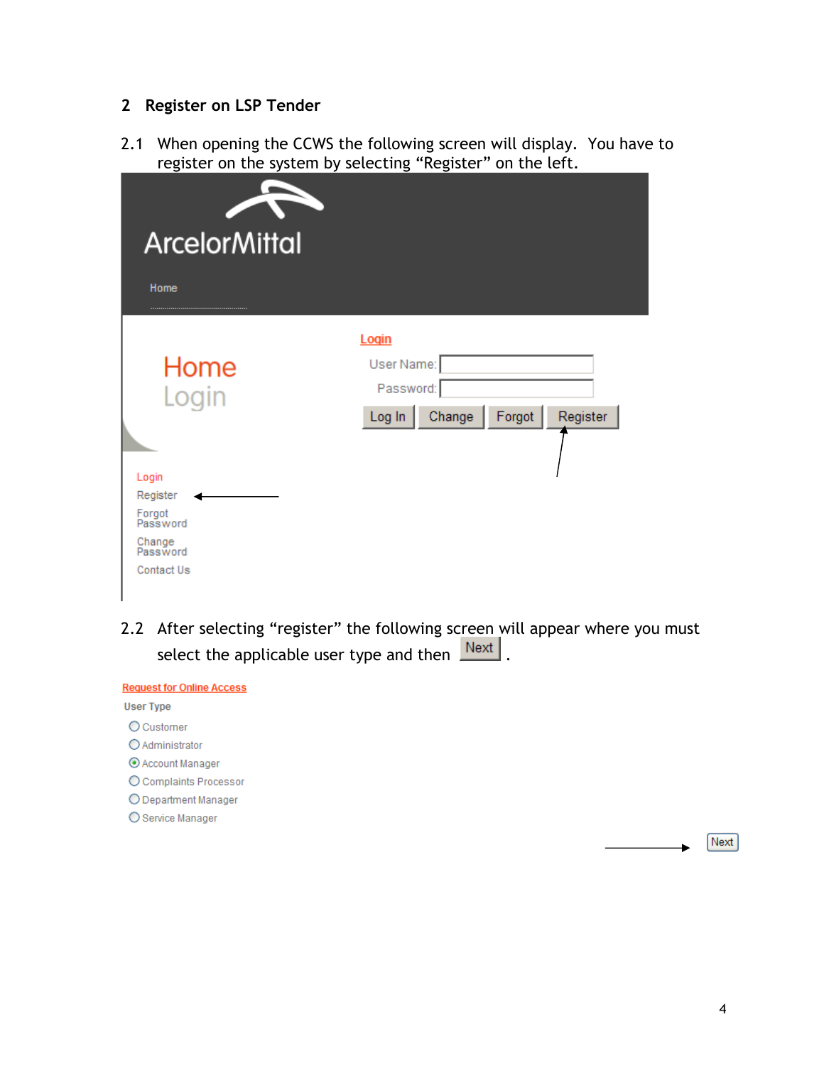## 2 Register on LSP Tender

2.1 When opening the CCWS the following screen will display. You have to register on the system by selecting "Register" on the left.

ArcelorMittal

Home

Home
Login

Login

User Name:

Password:

Log In | Change | Forgot | Register

Login
Register
Forgot Password
Change Password
Contact Us

2.2 After selecting "register" the following screen will appear where you must select the applicable user type and then Next .

Request for Online Access

User Type

- Customer
- Administrator
- Account Manager
- Complaints Processor
- Department Manager
- Service Manager

Next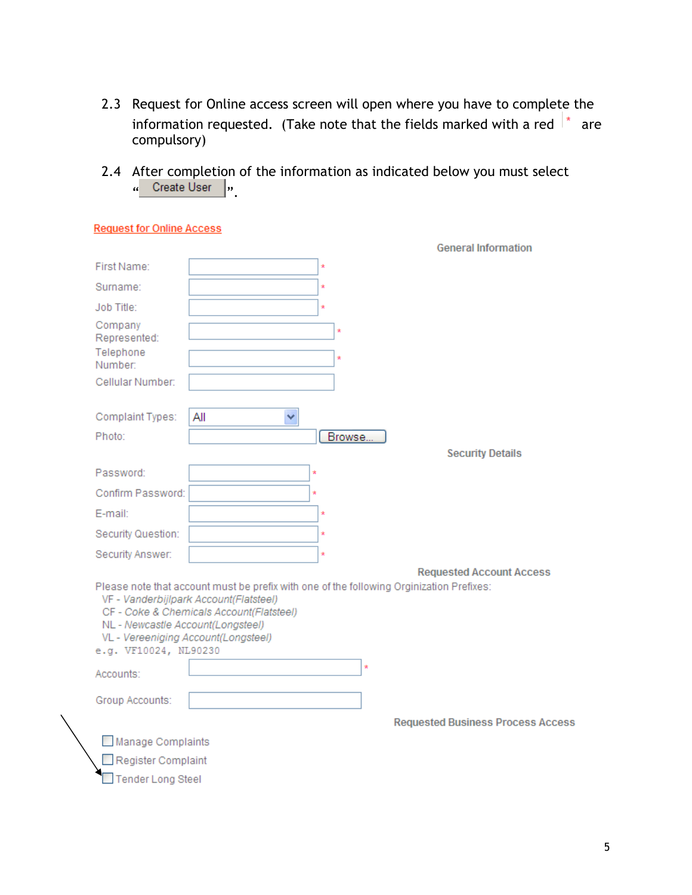2.3 Request for Online access screen will open where you have to complete the information requested. (Take note that the fields marked with a red * are compulsory)

2.4 After completion of the information as indicated below you must select "Create User".

Request for Online Access

General Information

First Name: *

Surname: *

Job Title: *

Company Represented: *

Telephone Number: *

Cellular Number:

Complaint Types: All

Photo: Browse...

Security Details

Password: *

Confirm Password: *

E-mail: *

Security Question: *

Security Answer: *

Requested Account Access

Please note that account must be prefix with one of the following Orginization Prefixes:

- VF - *Vanderbijlpark Account(Flatsteel)*
- CF - *Coke & Chemicals Account(Flatsteel)*
- NL - *Newcastle Account(Longsteel)*
- VL - *Vereeniging Account(Longsteel)*

e.g. VF10024, NL90230

Accounts: *

Group Accounts:

Requested Business Process Access

- [ ] Manage Complaints
- [ ] Register Complaint
- [ ] Tender Long Steel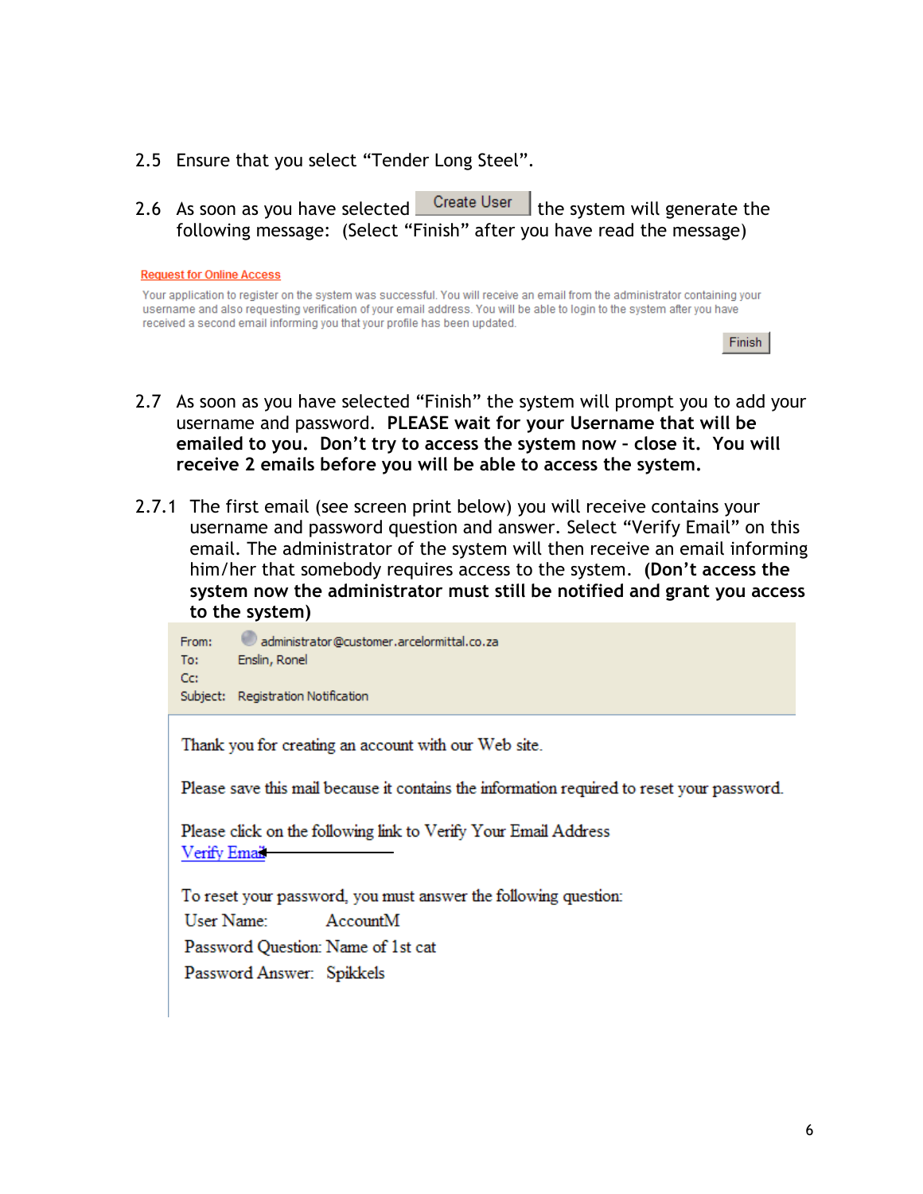2.5 Ensure that you select "Tender Long Steel".

2.6 As soon as you have selected **Create User** the system will generate the following message: (Select "Finish" after you have read the message)

Request for Online Access

Your application to register on the system was successful. You will receive an email from the administrator containing your username and also requesting verification of your email address. You will be able to login to the system after you have received a second email informing you that your profile has been updated.

Finish

2.7 As soon as you have selected "Finish" the system will prompt you to add your username and password. **PLEASE wait for your Username that will be emailed to you. Don't try to access the system now – close it. You will receive 2 emails before you will be able to access the system.**

2.7.1 The first email (see screen print below) you will receive contains your username and password question and answer. Select "Verify Email" on this email. The administrator of the system will then receive an email informing him/her that somebody requires access to the system. **(Don't access the system now the administrator must still be notified and grant you access to the system)**

From: administrator@customer.arcelormittal.co.za
To: Enslin, Ronel
Cc:
Subject: Registration Notification

Thank you for creating an account with our Web site.

Please save this mail because it contains the information required to reset your password.

Please click on the following link to Verify Your Email Address
Verify Email

To reset your password, you must answer the following question:

User Name: AccountM
Password Question: Name of 1st cat
Password Answer: Spikkels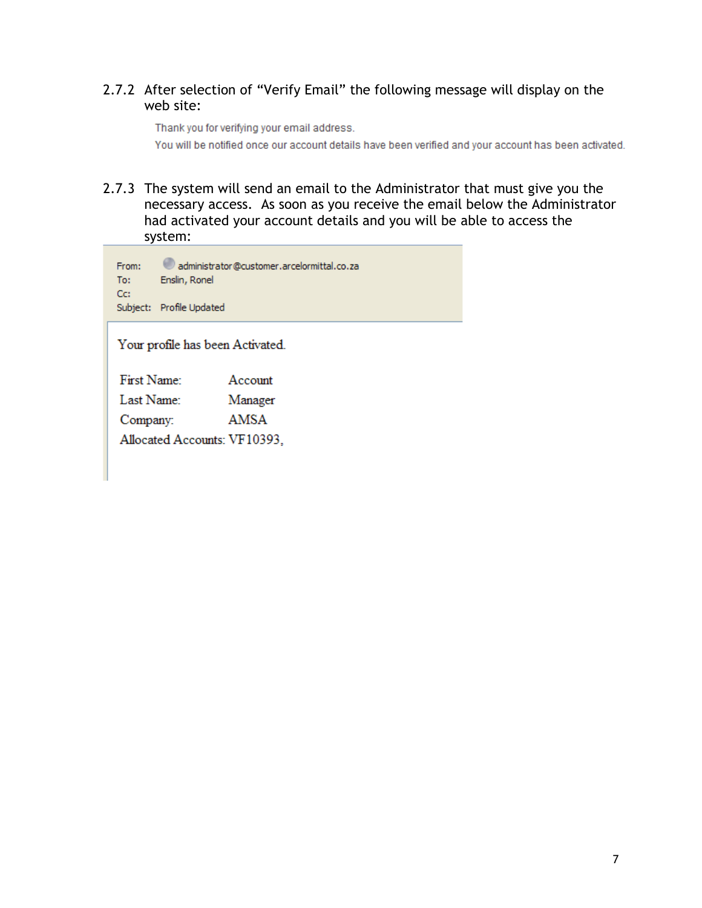2.7.2 After selection of "Verify Email" the following message will display on the web site:

> Thank you for verifying your email address.
>
> You will be notified once our account details have been verified and your account has been activated.

2.7.3 The system will send an email to the Administrator that must give you the necessary access. As soon as you receive the email below the Administrator had activated your account details and you will be able to access the system:

From: administrator@customer.arcelormittal.co.za
To: Enslin, Ronel
Cc:
Subject: Profile Updated

Your profile has been Activated.

| | |
|---|---|
| First Name: | Account |
| Last Name: | Manager |
| Company: | AMSA |
| Allocated Accounts: | VF10393, |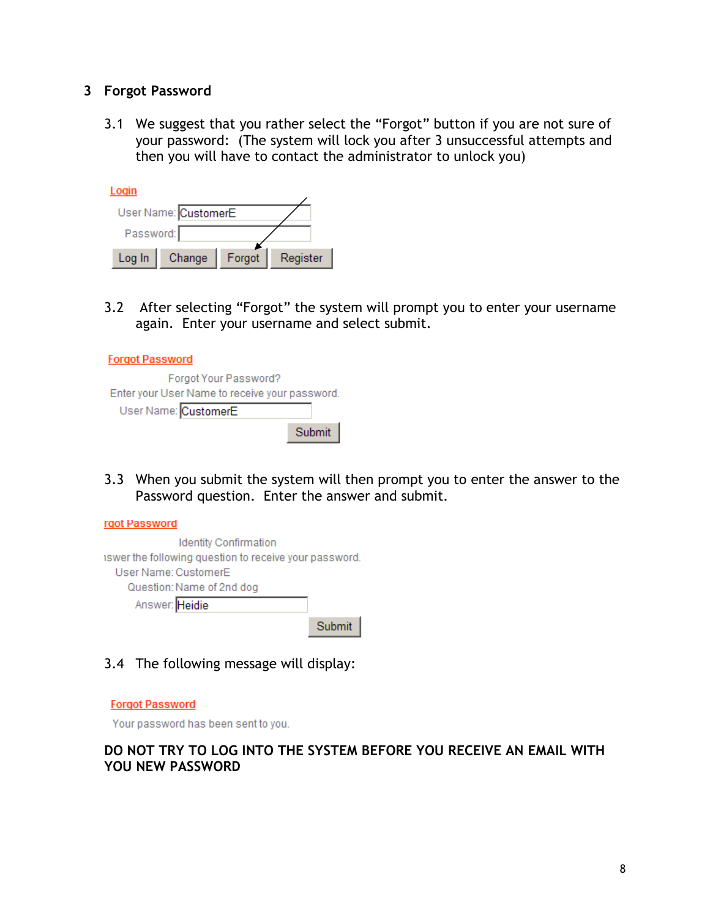## 3 Forgot Password

3.1 We suggest that you rather select the "Forgot" button if you are not sure of your password: (The system will lock you after 3 unsuccessful attempts and then you will have to contact the administrator to unlock you)

Login

User Name: CustomerE

Password:

Log In | Change | Forgot | Register

3.2 After selecting "Forgot" the system will prompt you to enter your username again. Enter your username and select submit.

Forgot Password

Forgot Your Password?

Enter your User Name to receive your password.

User Name: CustomerE

Submit

3.3 When you submit the system will then prompt you to enter the answer to the Password question. Enter the answer and submit.

rgot Password

Identity Confirmation

ıswer the following question to receive your password.

User Name: CustomerE

Question: Name of 2nd dog

Answer: Heidie

Submit

3.4 The following message will display:

Forgot Password

Your password has been sent to you.

**DO NOT TRY TO LOG INTO THE SYSTEM BEFORE YOU RECEIVE AN EMAIL WITH YOU NEW PASSWORD**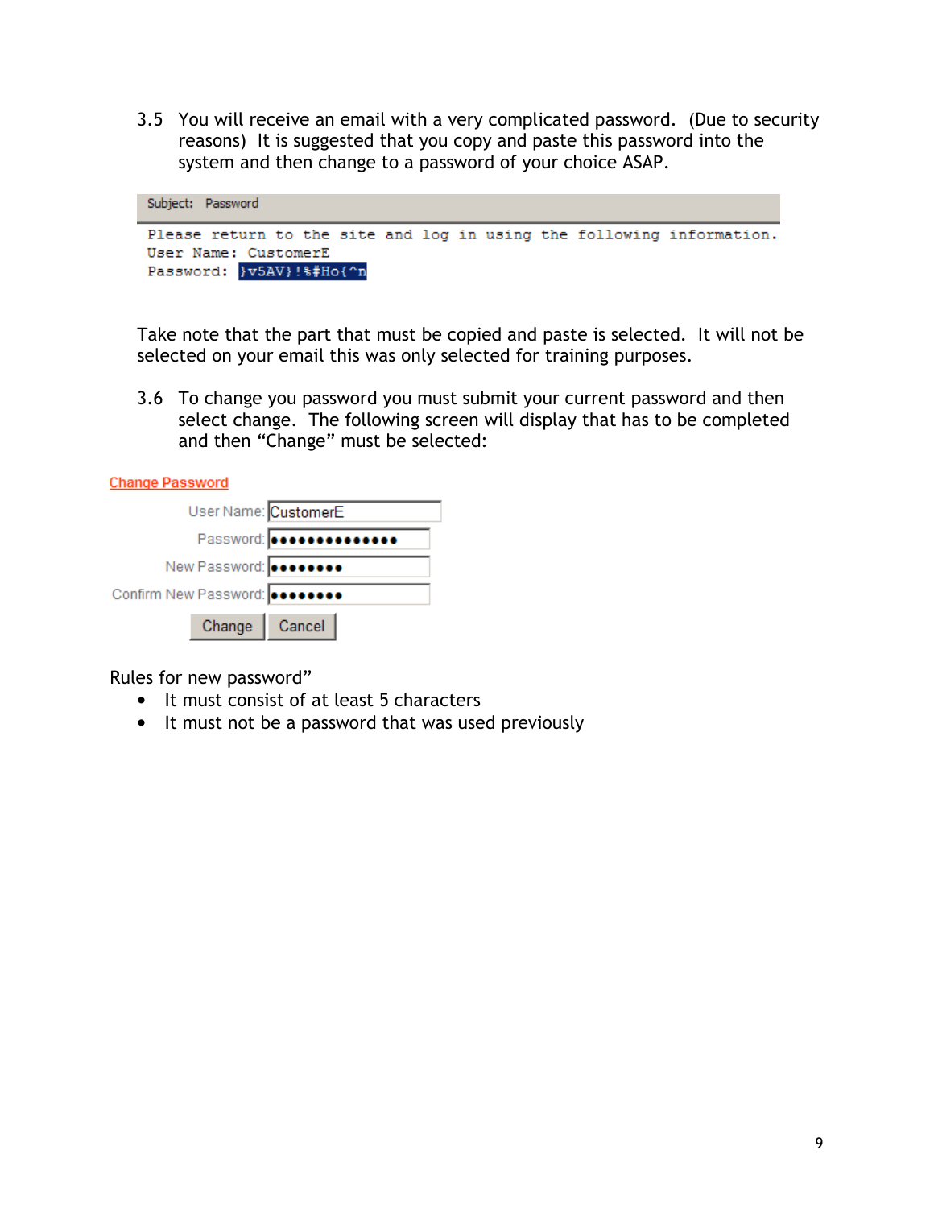3.5 You will receive an email with a very complicated password. (Due to security reasons) It is suggested that you copy and paste this password into the system and then change to a password of your choice ASAP.

```
Subject: Password

Please return to the site and log in using the following information.
User Name: CustomerE
Password: }v5AV}!%#Ho{^n
```

Take note that the part that must be copied and paste is selected. It will not be selected on your email this was only selected for training purposes.

3.6 To change you password you must submit your current password and then select change. The following screen will display that has to be completed and then "Change" must be selected:

**Change Password**

| | |
|---|---|
| User Name: | CustomerE |
| Password: | •••••••••••••• |
| New Password: | •••••••• |
| Confirm New Password: | •••••••• |
| Change | Cancel |

Rules for new password"

- It must consist of at least 5 characters
- It must not be a password that was used previously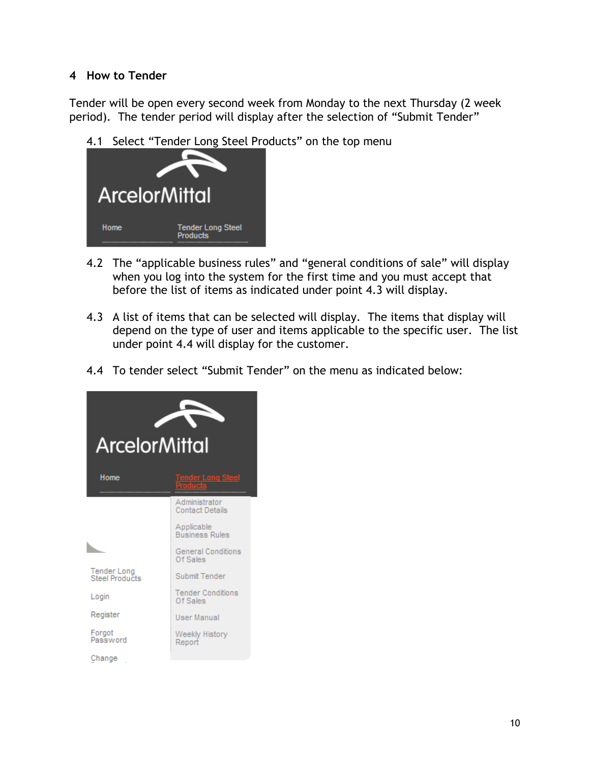## 4 How to Tender

Tender will be open every second week from Monday to the next Thursday (2 week period). The tender period will display after the selection of “Submit Tender”

4.1 Select “Tender Long Steel Products” on the top menu

4.2 The “applicable business rules” and “general conditions of sale” will display when you log into the system for the first time and you must accept that before the list of items as indicated under point 4.3 will display.

4.3 A list of items that can be selected will display. The items that display will depend on the type of user and items applicable to the specific user. The list under point 4.4 will display for the customer.

4.4 To tender select “Submit Tender” on the menu as indicated below: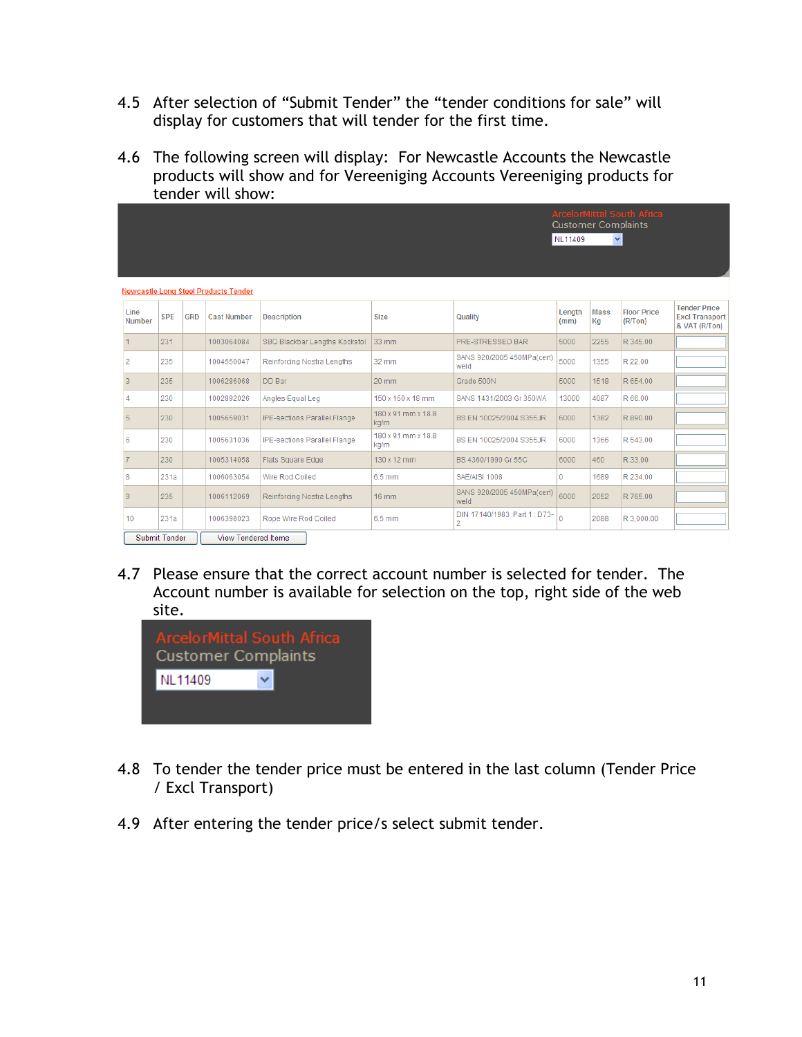4.5 After selection of “Submit Tender” the “tender conditions for sale” will display for customers that will tender for the first time.

4.6 The following screen will display: For Newcastle Accounts the Newcastle products will show and for Vereeniging Accounts Vereeniging products for tender will show:

ArcelorMittal South Africa
Customer Complaints
NL11409

Newcastle Long Steel Products Tender

| Line Number | SPE | GRD | Cast Number | Description | Size | Quality | Length (mm) | Mass Kg | Floor Price (R/Ton) | Tender Price Excl Transport & VAT (R/Ton) |
|---|---|---|---|---|---|---|---|---|---|---|
| 1 | 231 | | 1003064084 | SBQ Blackbar Lengths Kockstol | 33 mm | PRE-STRESSED BAR | 5000 | 2255 | R 345.00 | |
| 2 | 235 | | 1004550047 | Reinforcing Nostra Lengths | 32 mm | SANS 920/2005 450MPa(cert) weld | 5000 | 1355 | R 22.00 | |
| 3 | 235 | | 1006286068 | DD Bar | 20 mm | Grade 500N | 5000 | 1518 | R 654.00 | |
| 4 | 230 | | 1002892026 | Angles Equal Leg | 150 x 150 x 18 mm | SANS 1431/2003 Gr 350WA | 13000 | 4087 | R 66.00 | |
| 5 | 230 | | 1005659031 | IPE-sections Parallel Flange | 180 x 91 mm x 18.8 kg/m | BS EN 10025/2004 S355JR | 6000 | 1382 | R 890.00 | |
| 6 | 230 | | 1005631036 | IPE-sections Parallel Flange | 180 x 91 mm x 18.8 kg/m | BS EN 10025/2004 S355JR | 6000 | 1366 | R 543.00 | |
| 7 | 230 | | 1005314058 | Flats Square Edge | 130 x 12 mm | BS 4360/1990 Gr 55C | 6000 | 460 | R 33.00 | |
| 8 | 231a | | 1006063054 | Wire Rod Coiled | 6.5 mm | SAE/AISI 1008 | 0 | 1689 | R 234.00 | |
| 9 | 235 | | 1006112069 | Reinforcing Nostra Lengths | 16 mm | SANS 920/2005 450MPa(cert) weld | 6000 | 2052 | R 765.00 | |
| 10 | 231a | | 1006398023 | Rope Wire Rod Coiled | 6.5 mm | DIN 17140/1983 Part 1, D73-2 | 0 | 2088 | R 3,000.00 | |

Submit Tender | View Tendered Items

4.7 Please ensure that the correct account number is selected for tender. The Account number is available for selection on the top, right side of the web site.

ArcelorMittal South Africa
Customer Complaints
NL11409

4.8 To tender the tender price must be entered in the last column (Tender Price / Excl Transport)

4.9 After entering the tender price/s select submit tender.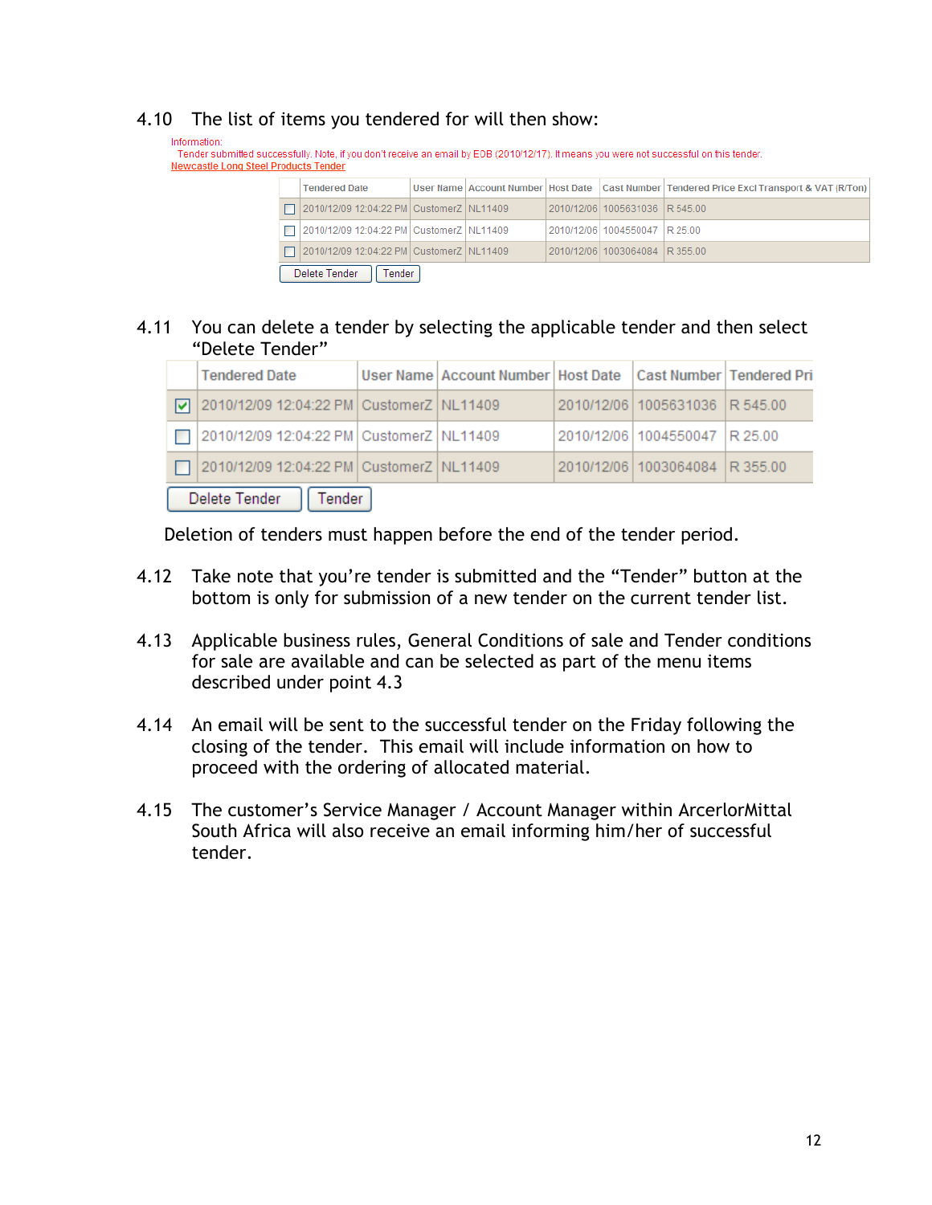4.10 The list of items you tendered for will then show:

Information:
Tender submitted successfully. Note, if you don't receive an email by EOB (2010/12/17). It means you were not successful on this tender.
Newcastle Long Steel Products Tender

| | Tendered Date | User Name | Account Number | Host Date | Cast Number | Tendered Price Excl Transport & VAT (R/Ton) |
|---|---|---|---|---|---|---|
| ☐ | 2010/12/09 12:04:22 PM | CustomerZ | NL11409 | 2010/12/06 | 1005631036 | R 545.00 |
| ☐ | 2010/12/09 12:04:22 PM | CustomerZ | NL11409 | 2010/12/06 | 1004550047 | R 25.00 |
| ☐ | 2010/12/09 12:04:22 PM | CustomerZ | NL11409 | 2010/12/06 | 1003064084 | R 355.00 |

Delete Tender | Tender

4.11 You can delete a tender by selecting the applicable tender and then select "Delete Tender"

| | Tendered Date | User Name | Account Number | Host Date | Cast Number | Tendered Pri |
|---|---|---|---|---|---|---|
| ☑ | 2010/12/09 12:04:22 PM | CustomerZ | NL11409 | 2010/12/06 | 1005631036 | R 545.00 |
| ☐ | 2010/12/09 12:04:22 PM | CustomerZ | NL11409 | 2010/12/06 | 1004550047 | R 25.00 |
| ☐ | 2010/12/09 12:04:22 PM | CustomerZ | NL11409 | 2010/12/06 | 1003064084 | R 355.00 |

Delete Tender | Tender

Deletion of tenders must happen before the end of the tender period.

4.12 Take note that you're tender is submitted and the "Tender" button at the bottom is only for submission of a new tender on the current tender list.

4.13 Applicable business rules, General Conditions of sale and Tender conditions for sale are available and can be selected as part of the menu items described under point 4.3

4.14 An email will be sent to the successful tender on the Friday following the closing of the tender. This email will include information on how to proceed with the ordering of allocated material.

4.15 The customer's Service Manager / Account Manager within ArcelorMittal South Africa will also receive an email informing him/her of successful tender.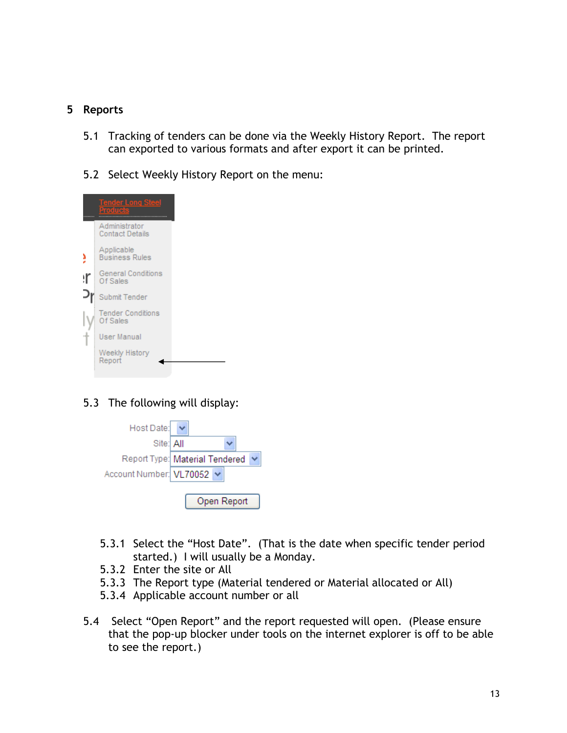## 5 Reports

5.1 Tracking of tenders can be done via the Weekly History Report. The report can exported to various formats and after export it can be printed.

5.2 Select Weekly History Report on the menu:

5.3 The following will display:

5.3.1 Select the "Host Date". (That is the date when specific tender period started.) I will usually be a Monday.
5.3.2 Enter the site or All
5.3.3 The Report type (Material tendered or Material allocated or All)
5.3.4 Applicable account number or all

5.4 Select "Open Report" and the report requested will open. (Please ensure that the pop-up blocker under tools on the internet explorer is off to be able to see the report.)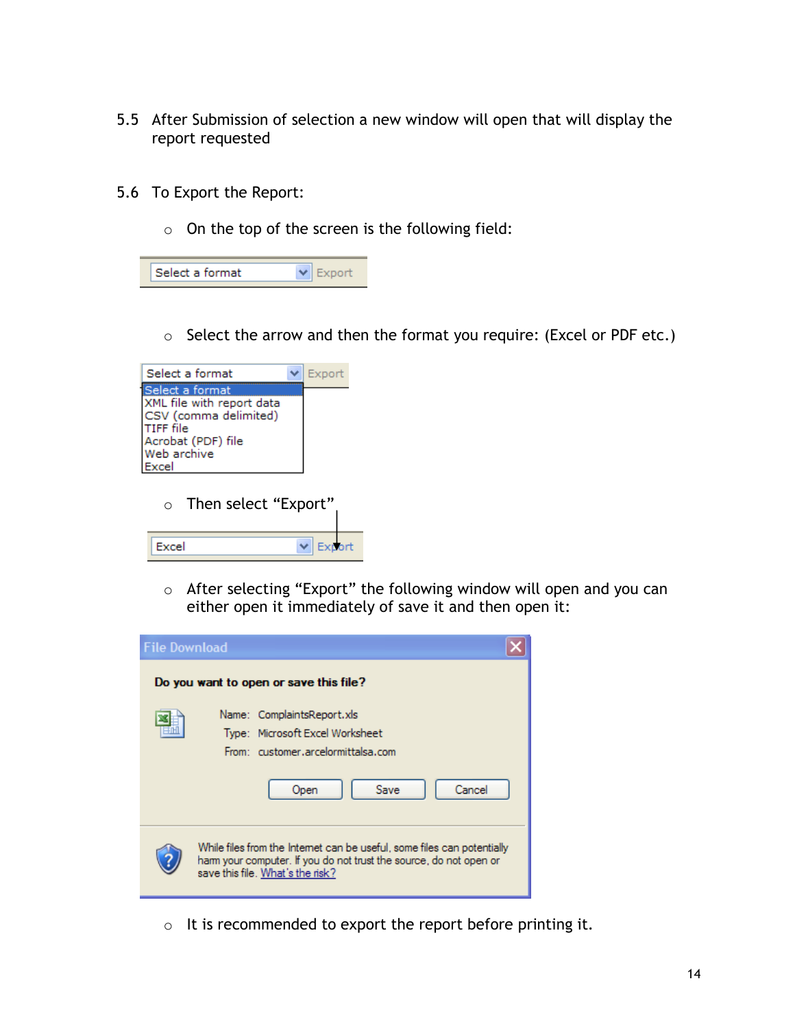5.5 After Submission of selection a new window will open that will display the report requested

5.6 To Export the Report:

- On the top of the screen is the following field:

Select a format | Export

- Select the arrow and then the format you require: (Excel or PDF etc.)

Select a format | Export

Select a format
XML file with report data
CSV (comma delimited)
TIFF file
Acrobat (PDF) file
Web archive
Excel

- Then select "Export"

Excel | Export

- After selecting "Export" the following window will open and you can either open it immediately of save it and then open it:

File Download

**Do you want to open or save this file?**

Name: ComplaintsReport.xls
Type: Microsoft Excel Worksheet
From: customer.arcelormittalsa.com

Open | Save | Cancel

While files from the Internet can be useful, some files can potentially harm your computer. If you do not trust the source, do not open or save this file. What's the risk?

- It is recommended to export the report before printing it.